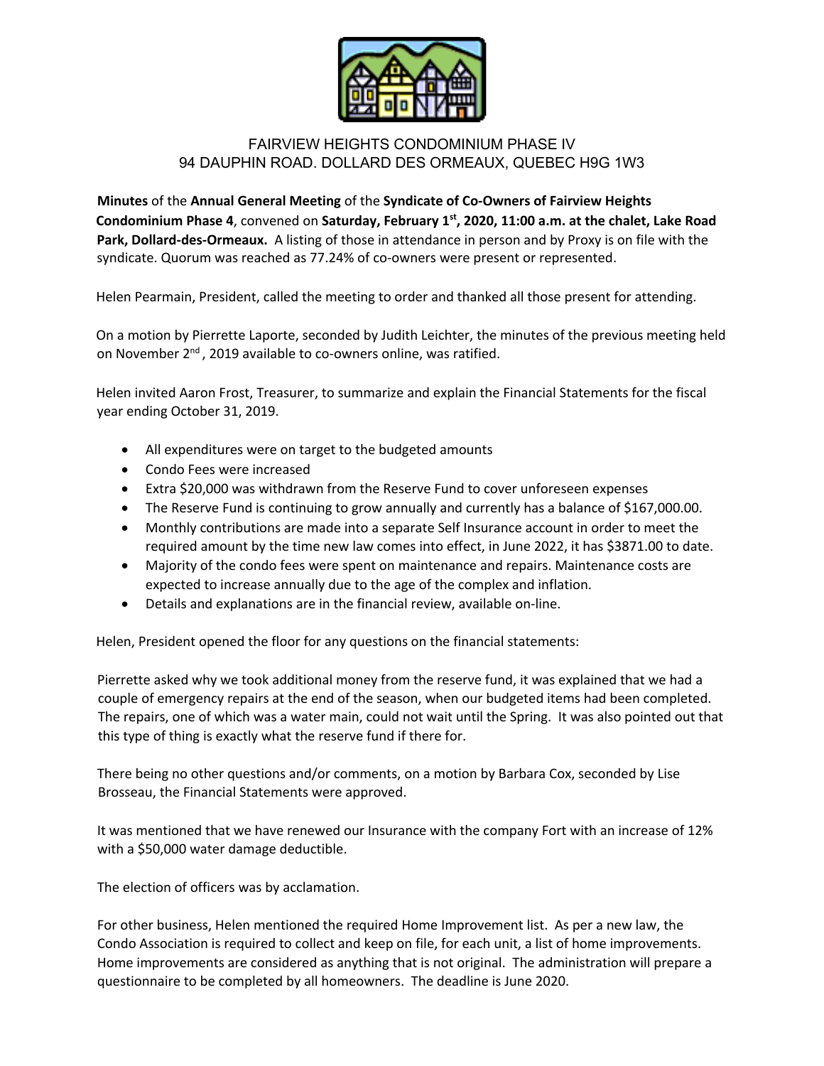FAIRVIEW HEIGHTS CONDOMINIUM PHASE IV
94 DAUPHIN ROAD. DOLLARD DES ORMEAUX, QUEBEC H9G 1W3

**Minutes** of the **Annual General Meeting** of the **Syndicate of Co-Owners of Fairview Heights Condominium Phase 4**, convened on **Saturday, February 1st, 2020, 11:00 a.m. at the chalet, Lake Road Park, Dollard-des-Ormeaux.** A listing of those in attendance in person and by Proxy is on file with the syndicate. Quorum was reached as 77.24% of co-owners were present or represented.

Helen Pearmain, President, called the meeting to order and thanked all those present for attending.

On a motion by Pierrette Laporte, seconded by Judith Leichter, the minutes of the previous meeting held on November 2nd, 2019 available to co-owners online, was ratified.

Helen invited Aaron Frost, Treasurer, to summarize and explain the Financial Statements for the fiscal year ending October 31, 2019.

- All expenditures were on target to the budgeted amounts
- Condo Fees were increased
- Extra $20,000 was withdrawn from the Reserve Fund to cover unforeseen expenses
- The Reserve Fund is continuing to grow annually and currently has a balance of $167,000.00.
- Monthly contributions are made into a separate Self Insurance account in order to meet the required amount by the time new law comes into effect, in June 2022, it has $3871.00 to date.
- Majority of the condo fees were spent on maintenance and repairs. Maintenance costs are expected to increase annually due to the age of the complex and inflation.
- Details and explanations are in the financial review, available on-line.

Helen, President opened the floor for any questions on the financial statements:

Pierrette asked why we took additional money from the reserve fund, it was explained that we had a couple of emergency repairs at the end of the season, when our budgeted items had been completed. The repairs, one of which was a water main, could not wait until the Spring. It was also pointed out that this type of thing is exactly what the reserve fund if there for.

There being no other questions and/or comments, on a motion by Barbara Cox, seconded by Lise Brosseau, the Financial Statements were approved.

It was mentioned that we have renewed our Insurance with the company Fort with an increase of 12% with a $50,000 water damage deductible.

The election of officers was by acclamation.

For other business, Helen mentioned the required Home Improvement list. As per a new law, the Condo Association is required to collect and keep on file, for each unit, a list of home improvements. Home improvements are considered as anything that is not original. The administration will prepare a questionnaire to be completed by all homeowners. The deadline is June 2020.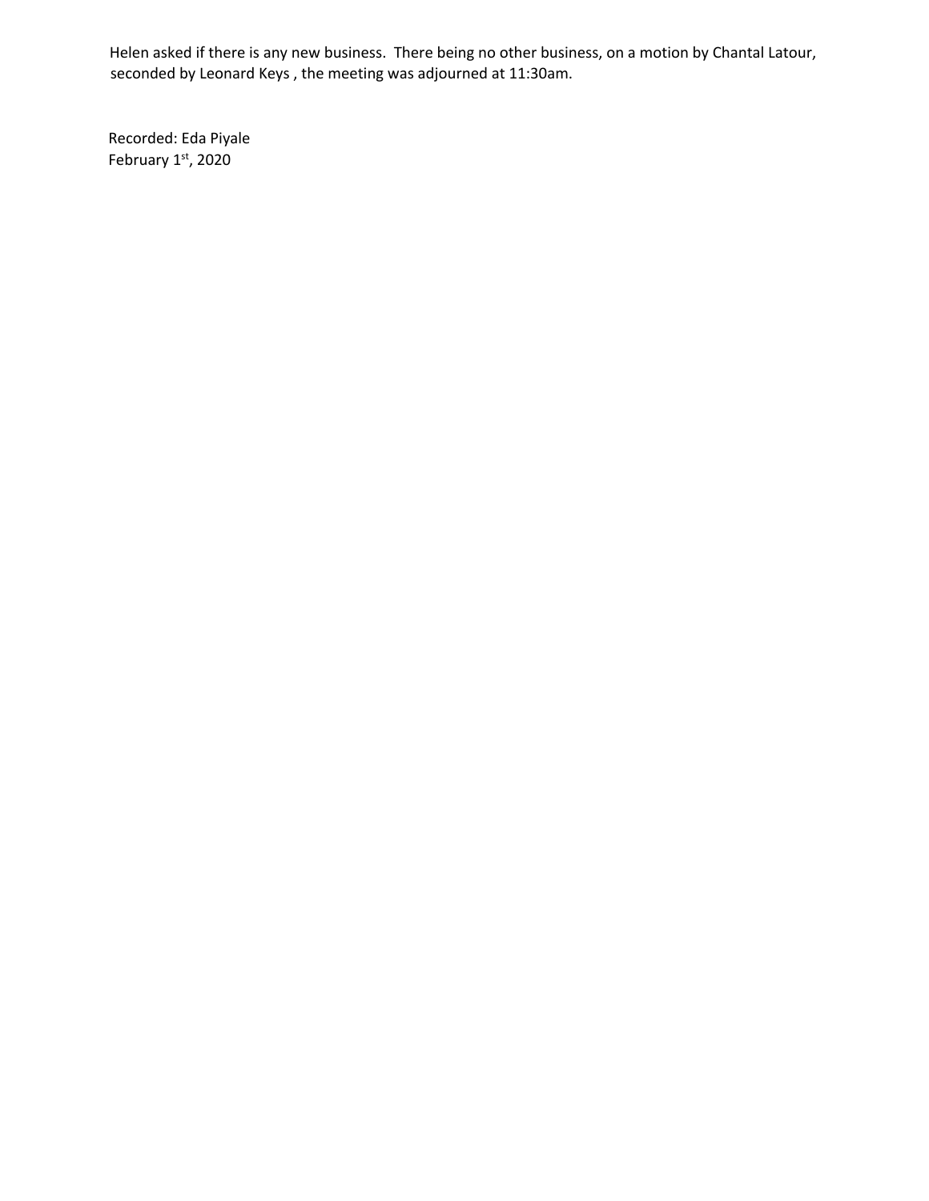Helen asked if there is any new business. There being no other business, on a motion by Chantal Latour, seconded by Leonard Keys , the meeting was adjourned at 11:30am.

Recorded: Eda Piyale
February 1st, 2020